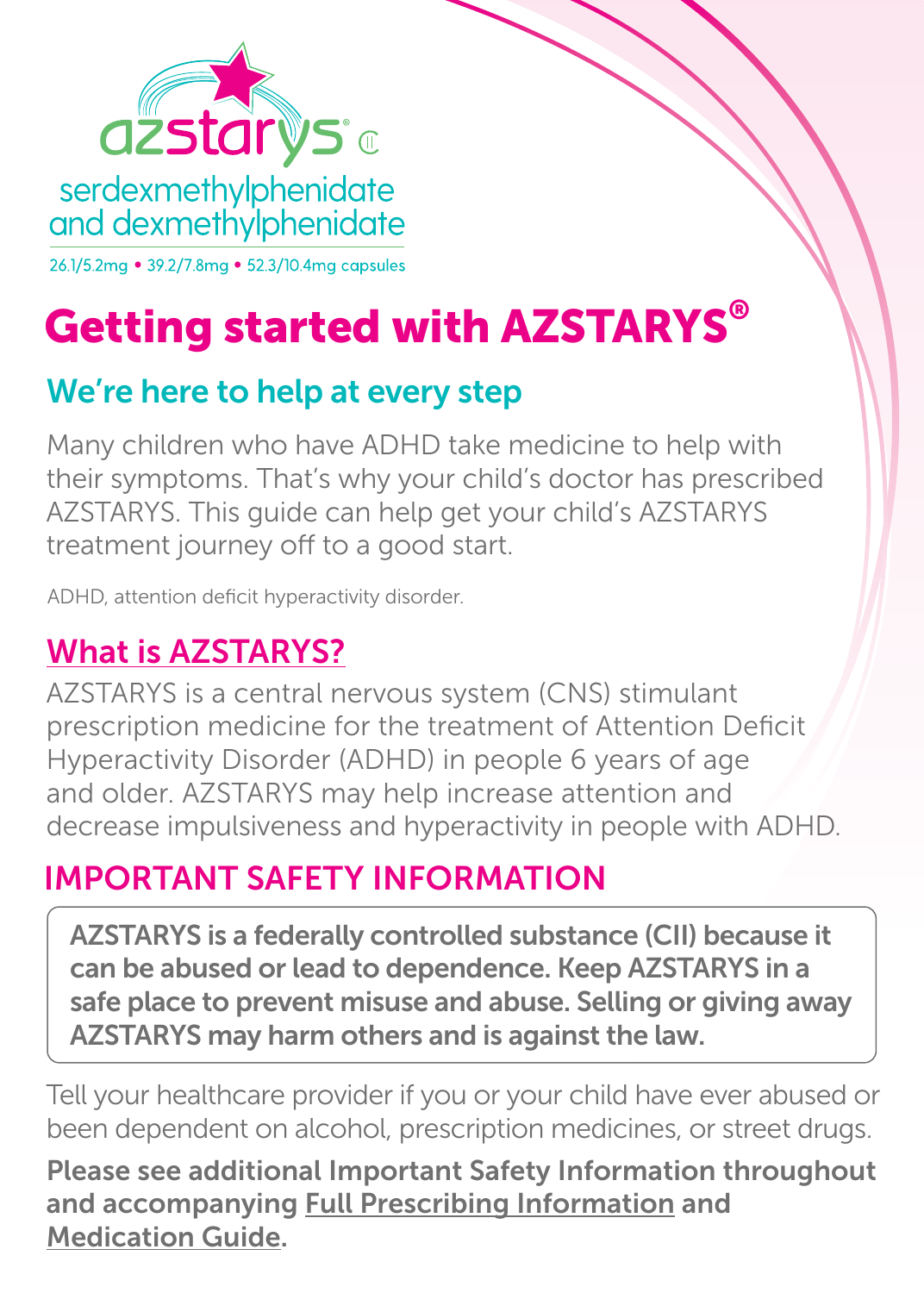azstarys® CII

serdexmethylphenidate and dexmethylphenidate

26.1/5.2mg • 39.2/7.8mg • 52.3/10.4mg capsules

# Getting started with AZSTARYS®

## We're here to help at every step

Many children who have ADHD take medicine to help with their symptoms. That's why your child's doctor has prescribed AZSTARYS. This guide can help get your child's AZSTARYS treatment journey off to a good start.

ADHD, attention deficit hyperactivity disorder.

## What is AZSTARYS?

AZSTARYS is a central nervous system (CNS) stimulant prescription medicine for the treatment of Attention Deficit Hyperactivity Disorder (ADHD) in people 6 years of age and older. AZSTARYS may help increase attention and decrease impulsiveness and hyperactivity in people with ADHD.

## IMPORTANT SAFETY INFORMATION

**AZSTARYS is a federally controlled substance (CII) because it can be abused or lead to dependence. Keep AZSTARYS in a safe place to prevent misuse and abuse. Selling or giving away AZSTARYS may harm others and is against the law.**

Tell your healthcare provider if you or your child have ever abused or been dependent on alcohol, prescription medicines, or street drugs.

**Please see additional Important Safety Information throughout and accompanying Full Prescribing Information and Medication Guide.**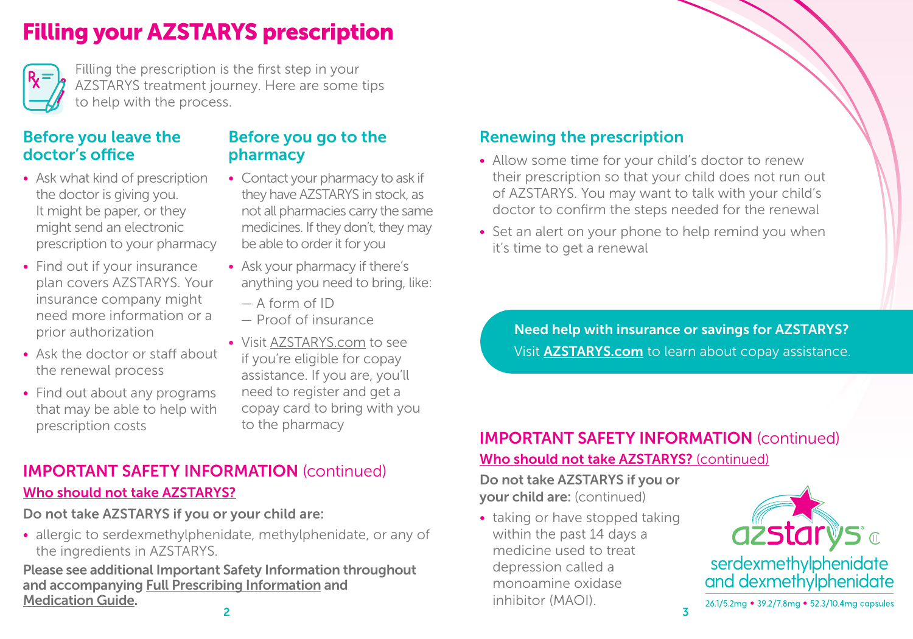# Filling your AZSTARYS prescription

Filling the prescription is the first step in your AZSTARYS treatment journey. Here are some tips to help with the process.

## Before you leave the doctor's office

- Ask what kind of prescription the doctor is giving you. It might be paper, or they might send an electronic prescription to your pharmacy
- Find out if your insurance plan covers AZSTARYS. Your insurance company might need more information or a prior authorization
- Ask the doctor or staff about the renewal process
- Find out about any programs that may be able to help with prescription costs

## Before you go to the pharmacy

- Contact your pharmacy to ask if they have AZSTARYS in stock, as not all pharmacies carry the same medicines. If they don't, they may be able to order it for you
- Ask your pharmacy if there's anything you need to bring, like:
  - A form of ID
  - Proof of insurance
- Visit AZSTARYS.com to see if you're eligible for copay assistance. If you are, you'll need to register and get a copay card to bring with you to the pharmacy

## IMPORTANT SAFETY INFORMATION (continued)

### Who should not take AZSTARYS?

**Do not take AZSTARYS if you or your child are:**

- allergic to serdexmethylphenidate, methylphenidate, or any of the ingredients in AZSTARYS.

**Please see additional Important Safety Information throughout and accompanying Full Prescribing Information and Medication Guide.**

## Renewing the prescription

- Allow some time for your child's doctor to renew their prescription so that your child does not run out of AZSTARYS. You may want to talk with your child's doctor to confirm the steps needed for the renewal
- Set an alert on your phone to help remind you when it's time to get a renewal

**Need help with insurance or savings for AZSTARYS?**
Visit **AZSTARYS.com** to learn about copay assistance.

## IMPORTANT SAFETY INFORMATION (continued)

### Who should not take AZSTARYS? (continued)

**Do not take AZSTARYS if you or your child are:** (continued)

- taking or have stopped taking within the past 14 days a medicine used to treat depression called a monoamine oxidase inhibitor (MAOI).

azstarys® CII
serdexmethylphenidate and dexmethylphenidate
26.1/5.2mg • 39.2/7.8mg • 52.3/10.4mg capsules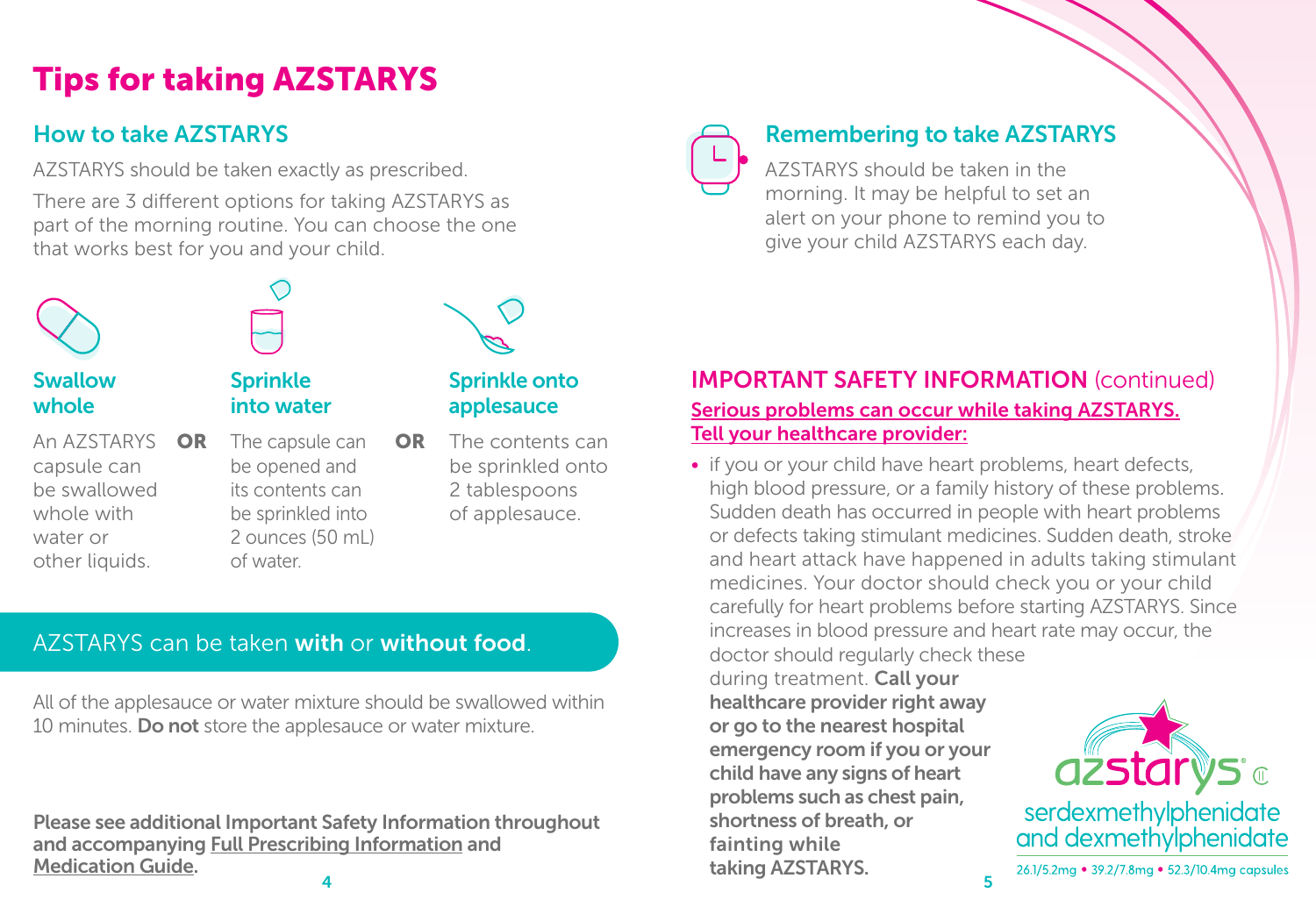# Tips for taking AZSTARYS

## How to take AZSTARYS

AZSTARYS should be taken exactly as prescribed.

There are 3 different options for taking AZSTARYS as part of the morning routine. You can choose the one that works best for you and your child.

### Swallow whole

An AZSTARYS capsule can be swallowed whole with water or other liquids.

**OR**

### Sprinkle into water

The capsule can be opened and its contents can be sprinkled into 2 ounces (50 mL) of water.

**OR**

### Sprinkle onto applesauce

The contents can be sprinkled onto 2 tablespoons of applesauce.

AZSTARYS can be taken **with** or **without food**.

All of the applesauce or water mixture should be swallowed within 10 minutes. **Do not** store the applesauce or water mixture.

**Please see additional Important Safety Information throughout and accompanying Full Prescribing Information and Medication Guide.**

## Remembering to take AZSTARYS

AZSTARYS should be taken in the morning. It may be helpful to set an alert on your phone to remind you to give your child AZSTARYS each day.

## IMPORTANT SAFETY INFORMATION (continued)

**Serious problems can occur while taking AZSTARYS. Tell your healthcare provider:**

- if you or your child have heart problems, heart defects, high blood pressure, or a family history of these problems. Sudden death has occurred in people with heart problems or defects taking stimulant medicines. Sudden death, stroke and heart attack have happened in adults taking stimulant medicines. Your doctor should check you or your child carefully for heart problems before starting AZSTARYS. Since increases in blood pressure and heart rate may occur, the doctor should regularly check these during treatment. **Call your healthcare provider right away or go to the nearest hospital emergency room if you or your child have any signs of heart problems such as chest pain, shortness of breath, or fainting while taking AZSTARYS.**

azstarys® CII

serdexmethylphenidate and dexmethylphenidate

26.1/5.2mg • 39.2/7.8mg • 52.3/10.4mg capsules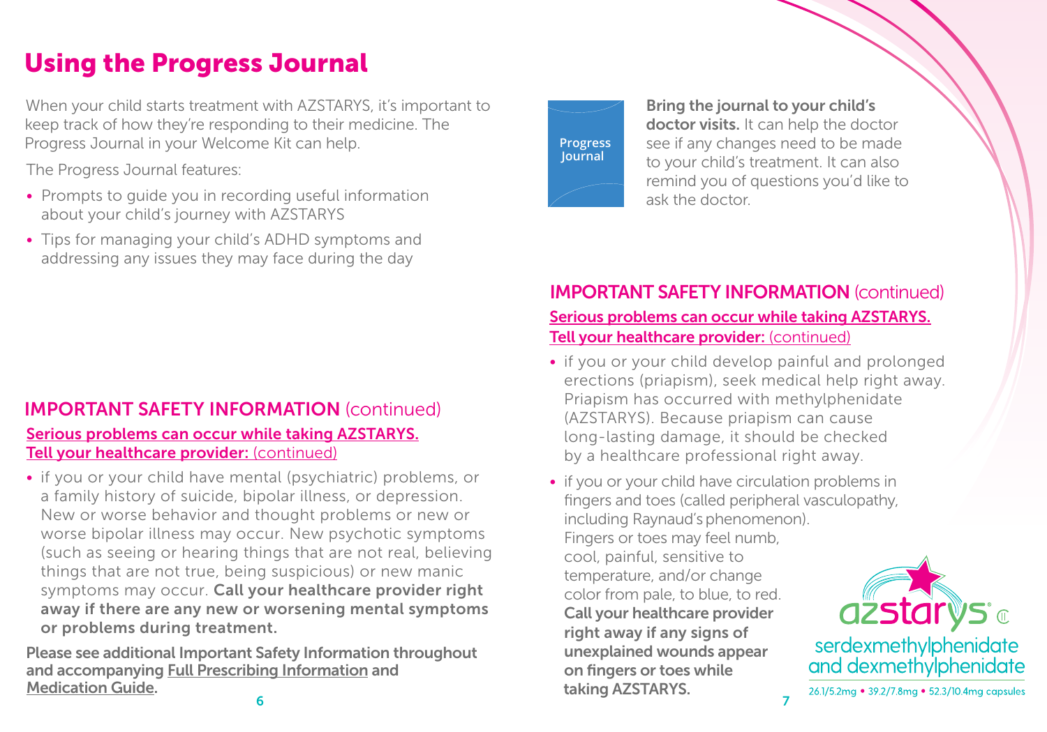# Using the Progress Journal

When your child starts treatment with AZSTARYS, it's important to keep track of how they're responding to their medicine. The Progress Journal in your Welcome Kit can help.

The Progress Journal features:

- Prompts to guide you in recording useful information about your child's journey with AZSTARYS
- Tips for managing your child's ADHD symptoms and addressing any issues they may face during the day

Progress Journal

**Bring the journal to your child's doctor visits.** It can help the doctor see if any changes need to be made to your child's treatment. It can also remind you of questions you'd like to ask the doctor.

## IMPORTANT SAFETY INFORMATION (continued)

**Serious problems can occur while taking AZSTARYS.**
**Tell your healthcare provider:** (continued)

- if you or your child have mental (psychiatric) problems, or a family history of suicide, bipolar illness, or depression. New or worse behavior and thought problems or new or worse bipolar illness may occur. New psychotic symptoms (such as seeing or hearing things that are not real, believing things that are not true, being suspicious) or new manic symptoms may occur. **Call your healthcare provider right away if there are any new or worsening mental symptoms or problems during treatment.**

**Please see additional Important Safety Information throughout and accompanying Full Prescribing Information and Medication Guide.**

## IMPORTANT SAFETY INFORMATION (continued)

**Serious problems can occur while taking AZSTARYS.**
**Tell your healthcare provider:** (continued)

- if you or your child develop painful and prolonged erections (priapism), seek medical help right away. Priapism has occurred with methylphenidate (AZSTARYS). Because priapism can cause long-lasting damage, it should be checked by a healthcare professional right away.
- if you or your child have circulation problems in fingers and toes (called peripheral vasculopathy, including Raynaud's phenomenon). Fingers or toes may feel numb, cool, painful, sensitive to temperature, and/or change color from pale, to blue, to red. **Call your healthcare provider right away if any signs of unexplained wounds appear on fingers or toes while taking AZSTARYS.**

azstarys® CII
serdexmethylphenidate and dexmethylphenidate
26.1/5.2mg • 39.2/7.8mg • 52.3/10.4mg capsules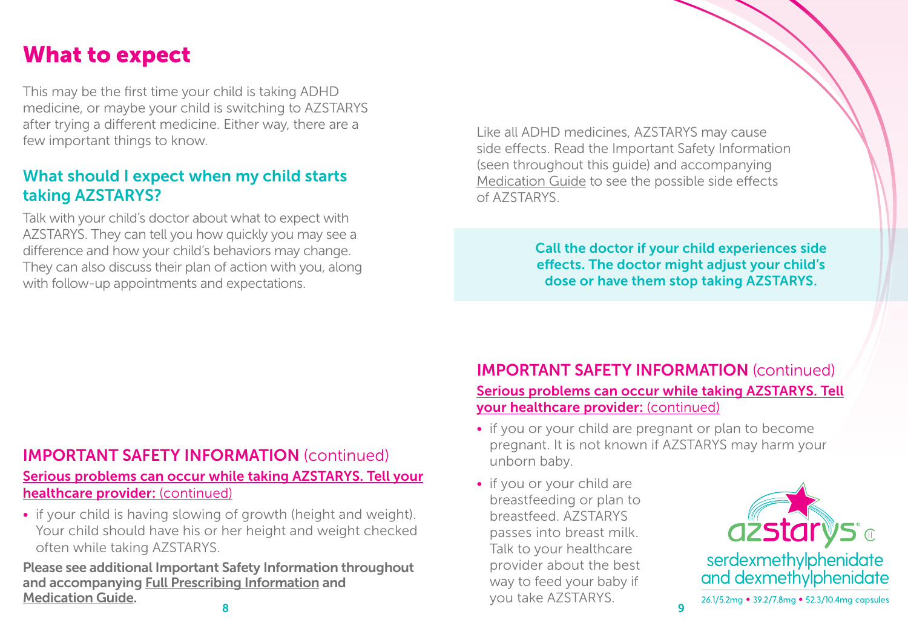# What to expect

This may be the first time your child is taking ADHD medicine, or maybe your child is switching to AZSTARYS after trying a different medicine. Either way, there are a few important things to know.

## What should I expect when my child starts taking AZSTARYS?

Talk with your child's doctor about what to expect with AZSTARYS. They can tell you how quickly you may see a difference and how your child's behaviors may change. They can also discuss their plan of action with you, along with follow-up appointments and expectations.

Like all ADHD medicines, AZSTARYS may cause side effects. Read the Important Safety Information (seen throughout this guide) and accompanying Medication Guide to see the possible side effects of AZSTARYS.

**Call the doctor if your child experiences side effects. The doctor might adjust your child's dose or have them stop taking AZSTARYS.**

## IMPORTANT SAFETY INFORMATION (continued)

**Serious problems can occur while taking AZSTARYS. Tell your healthcare provider:** (continued)

- if your child is having slowing of growth (height and weight). Your child should have his or her height and weight checked often while taking AZSTARYS.

**Please see additional Important Safety Information throughout and accompanying Full Prescribing Information and Medication Guide.**

## IMPORTANT SAFETY INFORMATION (continued)

**Serious problems can occur while taking AZSTARYS. Tell your healthcare provider:** (continued)

- if you or your child are pregnant or plan to become pregnant. It is not known if AZSTARYS may harm your unborn baby.
- if you or your child are breastfeeding or plan to breastfeed. AZSTARYS passes into breast milk. Talk to your healthcare provider about the best way to feed your baby if you take AZSTARYS.

azstarys CII
serdexmethylphenidate and dexmethylphenidate
26.1/5.2mg • 39.2/7.8mg • 52.3/10.4mg capsules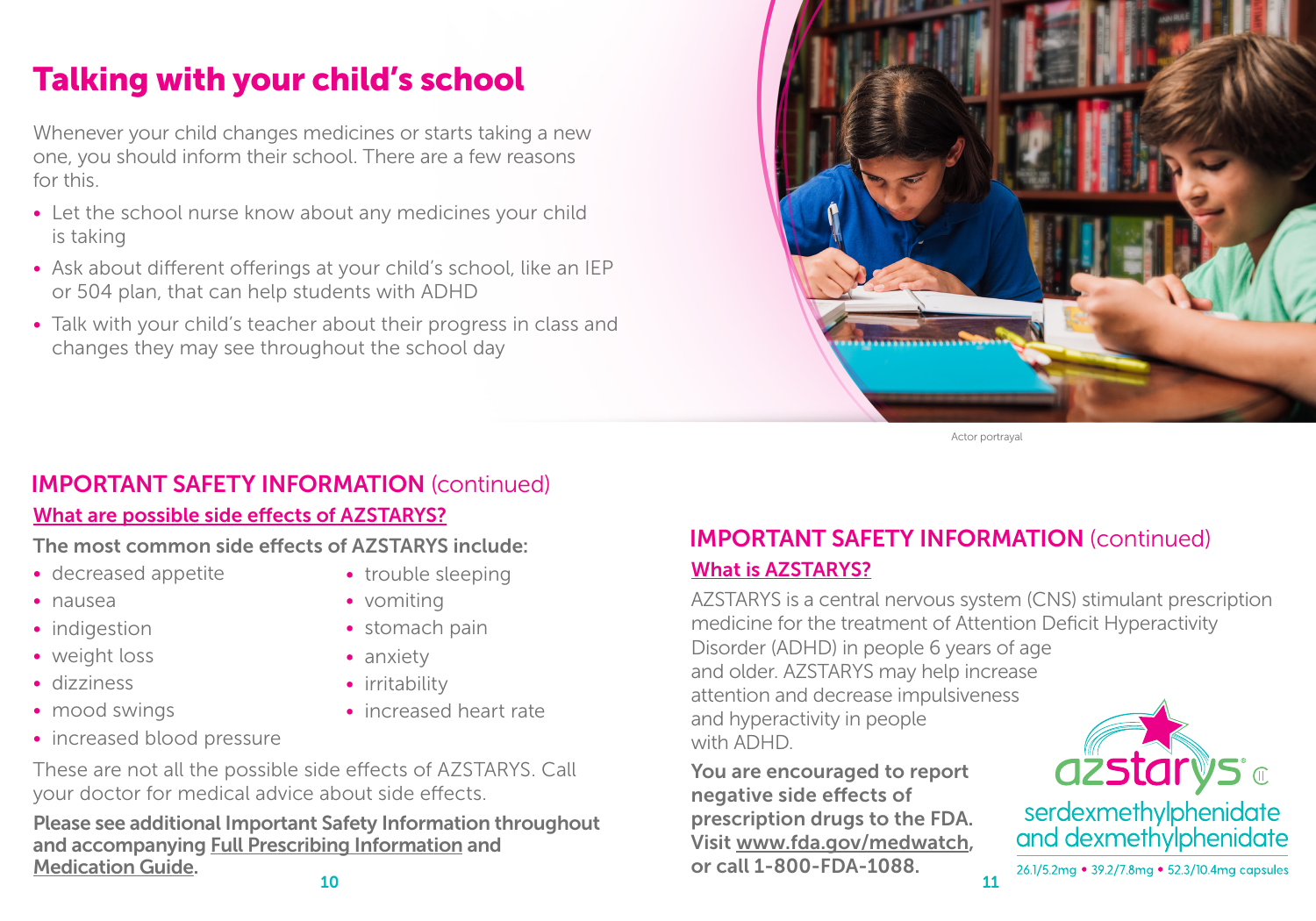# Talking with your child's school

Whenever your child changes medicines or starts taking a new one, you should inform their school. There are a few reasons for this.

- Let the school nurse know about any medicines your child is taking
- Ask about different offerings at your child's school, like an IEP or 504 plan, that can help students with ADHD
- Talk with your child's teacher about their progress in class and changes they may see throughout the school day

Actor portrayal

## IMPORTANT SAFETY INFORMATION (continued)

### What are possible side effects of AZSTARYS?

**The most common side effects of AZSTARYS include:**

- decreased appetite
- nausea
- indigestion
- weight loss
- dizziness
- mood swings
- increased blood pressure
- trouble sleeping
- vomiting
- stomach pain
- anxiety
- irritability
- increased heart rate

These are not all the possible side effects of AZSTARYS. Call your doctor for medical advice about side effects.

**Please see additional Important Safety Information throughout and accompanying Full Prescribing Information and Medication Guide.**

## IMPORTANT SAFETY INFORMATION (continued)

### What is AZSTARYS?

AZSTARYS is a central nervous system (CNS) stimulant prescription medicine for the treatment of Attention Deficit Hyperactivity Disorder (ADHD) in people 6 years of age and older. AZSTARYS may help increase attention and decrease impulsiveness and hyperactivity in people with ADHD.

**You are encouraged to report negative side effects of prescription drugs to the FDA. Visit www.fda.gov/medwatch, or call 1-800-FDA-1088.**

azstarys® CII
serdexmethylphenidate and dexmethylphenidate
26.1/5.2mg • 39.2/7.8mg • 52.3/10.4mg capsules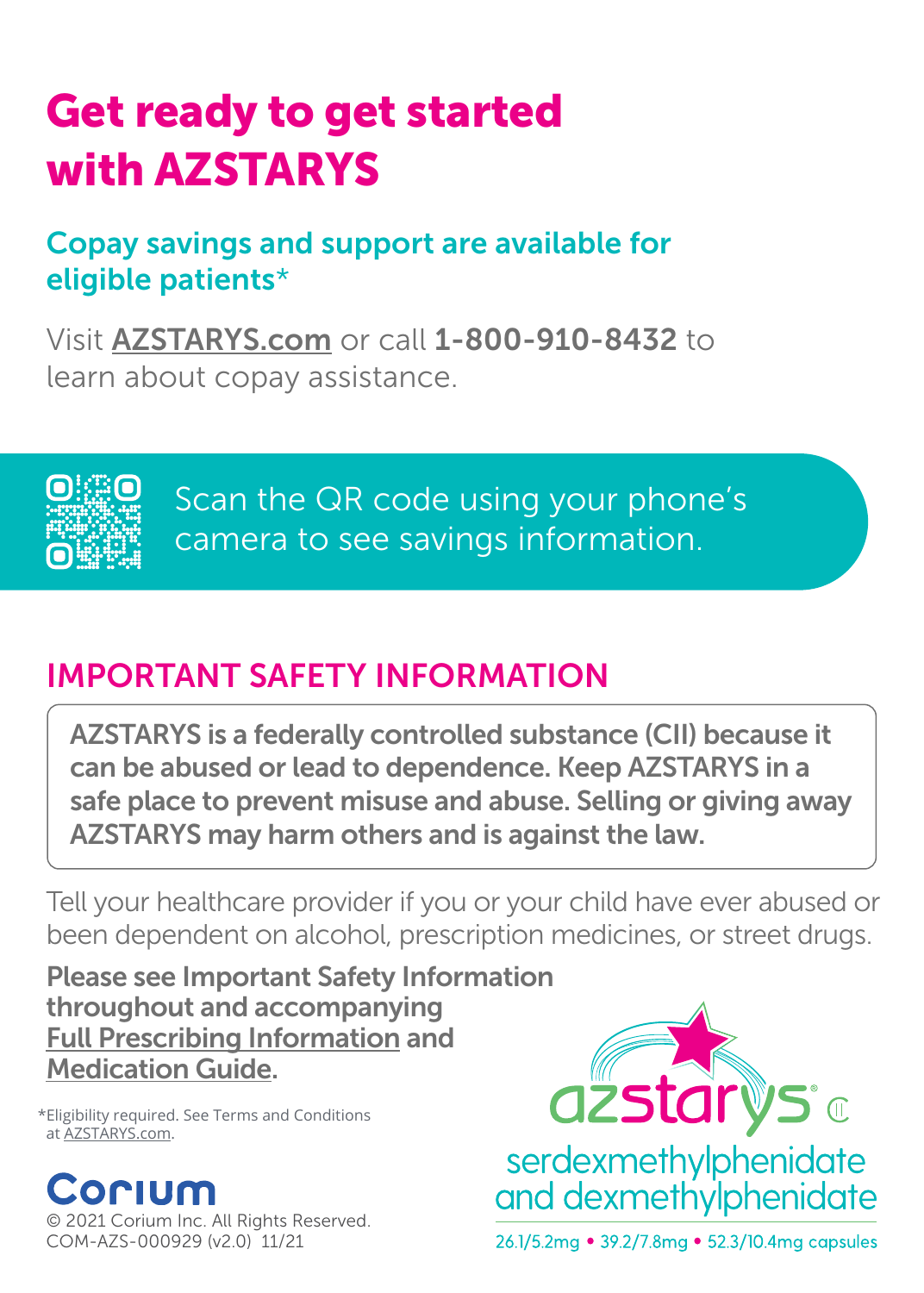# Get ready to get started with AZSTARYS

## Copay savings and support are available for eligible patients*

Visit AZSTARYS.com or call **1-800-910-8432** to learn about copay assistance.

Scan the QR code using your phone's camera to see savings information.

## IMPORTANT SAFETY INFORMATION

**AZSTARYS is a federally controlled substance (CII) because it can be abused or lead to dependence. Keep AZSTARYS in a safe place to prevent misuse and abuse. Selling or giving away AZSTARYS may harm others and is against the law.**

Tell your healthcare provider if you or your child have ever abused or been dependent on alcohol, prescription medicines, or street drugs.

**Please see Important Safety Information throughout and accompanying Full Prescribing Information and Medication Guide.**

*Eligibility required. See Terms and Conditions at AZSTARYS.com.

Corium

© 2021 Corium Inc. All Rights Reserved.
COM-AZS-000929 (v2.0) 11/21

azstarys® CII

serdexmethylphenidate and dexmethylphenidate

26.1/5.2mg • 39.2/7.8mg • 52.3/10.4mg capsules